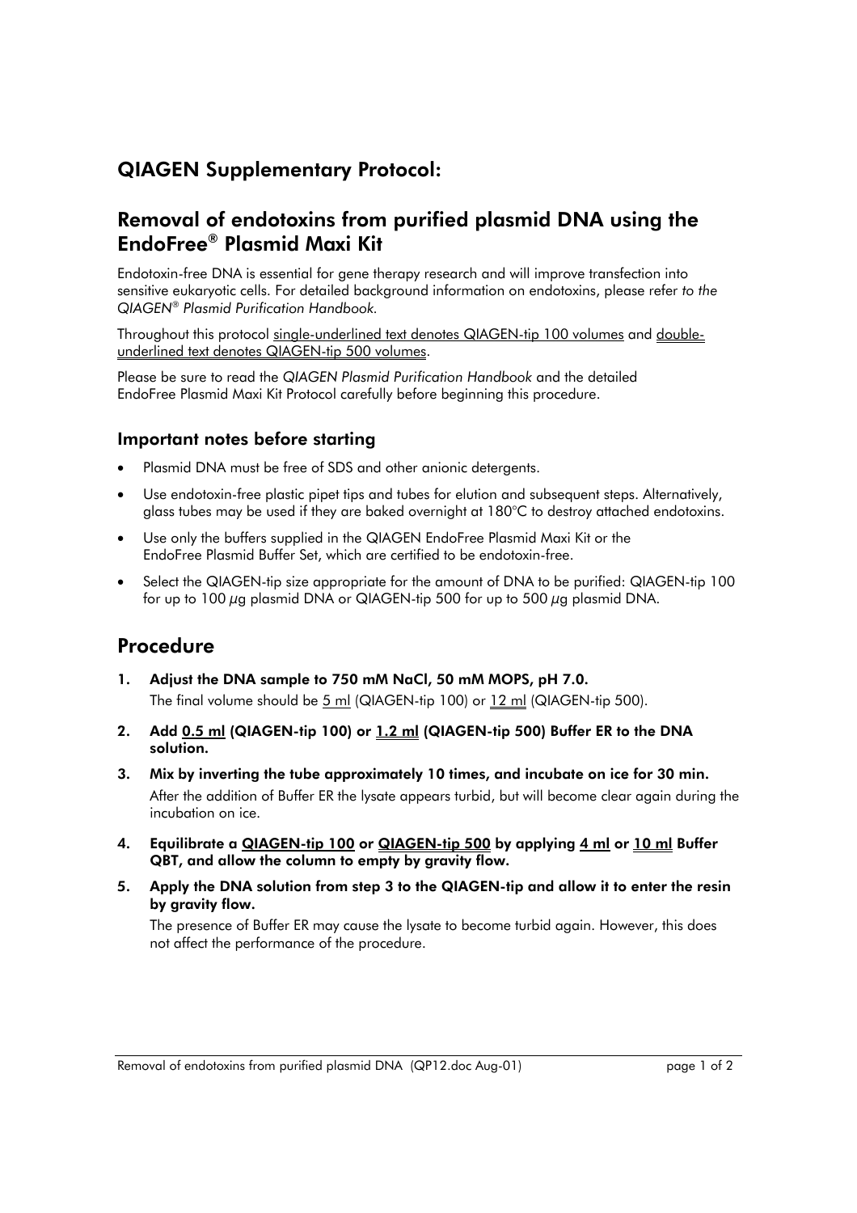## QIAGEN Supplementary Protocol:

## Removal of endotoxins from purified plasmid DNA using the EndoFree® Plasmid Maxi Kit

Endotoxin-free DNA is essential for gene therapy research and will improve transfection into sensitive eukaryotic cells. For detailed background information on endotoxins, please refer *to the QIAGEN® Plasmid Purification Handbook.*

Throughout this protocol single-underlined text denotes QIAGEN-tip 100 volumes and double-underlined text denotes QIAGEN-tip 500 volumes.

Please be sure to read the *QIAGEN Plasmid Purification Handbook* and the detailed EndoFree Plasmid Maxi Kit Protocol carefully before beginning this procedure.

### Important notes before starting

- Plasmid DNA must be free of SDS and other anionic detergents.
- Use endotoxin-free plastic pipet tips and tubes for elution and subsequent steps. Alternatively, glass tubes may be used if they are baked overnight at 180°C to destroy attached endotoxins.
- Use only the buffers supplied in the QIAGEN EndoFree Plasmid Maxi Kit or the EndoFree Plasmid Buffer Set, which are certified to be endotoxin-free.
- Select the QIAGEN-tip size appropriate for the amount of DNA to be purified: QIAGEN-tip 100 for up to 100 μg plasmid DNA or QIAGEN-tip 500 for up to 500 μg plasmid DNA.

## Procedure

1. **Adjust the DNA sample to 750 mM NaCl, 50 mM MOPS, pH 7.0.**
   The final volume should be 5 ml (QIAGEN-tip 100) or 12 ml (QIAGEN-tip 500).
2. **Add 0.5 ml (QIAGEN-tip 100) or 1.2 ml (QIAGEN-tip 500) Buffer ER to the DNA solution.**
3. **Mix by inverting the tube approximately 10 times, and incubate on ice for 30 min.**
   After the addition of Buffer ER the lysate appears turbid, but will become clear again during the incubation on ice.
4. **Equilibrate a QIAGEN-tip 100 or QIAGEN-tip 500 by applying 4 ml or 10 ml Buffer QBT, and allow the column to empty by gravity flow.**
5. **Apply the DNA solution from step 3 to the QIAGEN-tip and allow it to enter the resin by gravity flow.**
   The presence of Buffer ER may cause the lysate to become turbid again. However, this does not affect the performance of the procedure.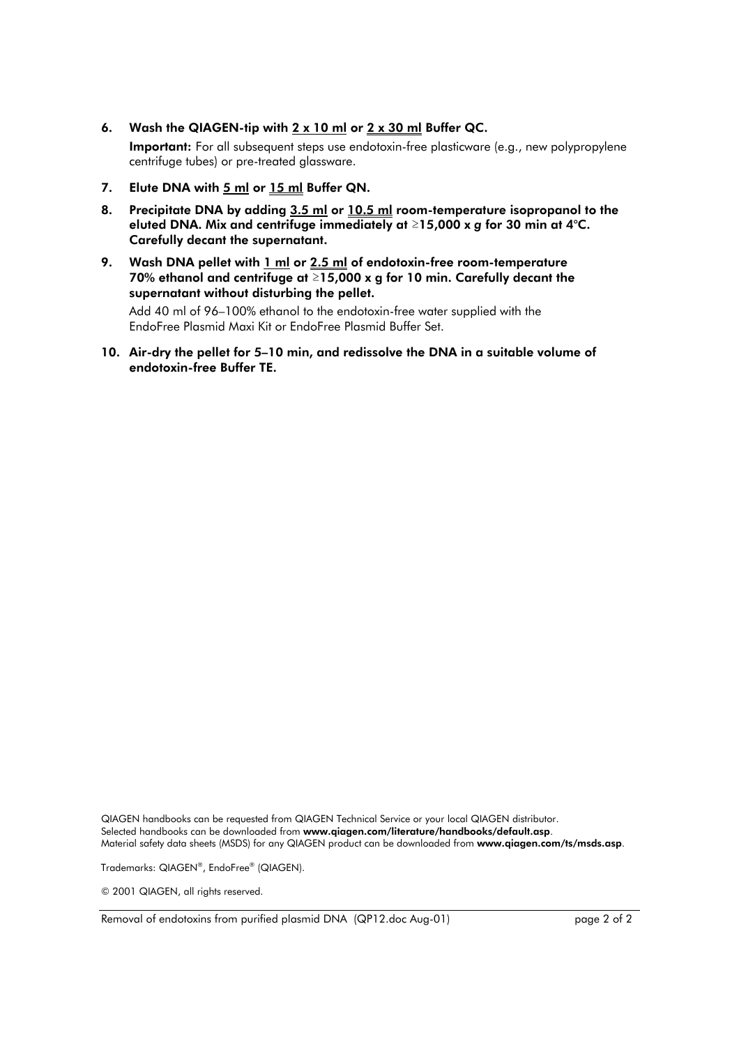6. **Wash the QIAGEN-tip with <u>2 x 10 ml</u> or <u>2 x 30 ml</u> Buffer QC.**

   **Important:** For all subsequent steps use endotoxin-free plasticware (e.g., new polypropylene centrifuge tubes) or pre-treated glassware.

7. **Elute DNA with <u>5 ml</u> or <u>15 ml</u> Buffer QN.**

8. **Precipitate DNA by adding <u>3.5 ml</u> or <u>10.5 ml</u> room-temperature isopropanol to the eluted DNA. Mix and centrifuge immediately at ≥15,000 x *g* for 30 min at 4°C. Carefully decant the supernatant.**

9. **Wash DNA pellet with <u>1 ml</u> or <u>2.5 ml</u> of endotoxin-free room-temperature 70% ethanol and centrifuge at ≥15,000 x g for 10 min. Carefully decant the supernatant without disturbing the pellet.**

   Add 40 ml of 96–100% ethanol to the endotoxin-free water supplied with the EndoFree Plasmid Maxi Kit or EndoFree Plasmid Buffer Set.

10. **Air-dry the pellet for 5–10 min, and redissolve the DNA in a suitable volume of endotoxin-free Buffer TE.**

QIAGEN handbooks can be requested from QIAGEN Technical Service or your local QIAGEN distributor.
Selected handbooks can be downloaded from **www.qiagen.com/literature/handbooks/default.asp**.
Material safety data sheets (MSDS) for any QIAGEN product can be downloaded from **www.qiagen.com/ts/msds.asp**.

Trademarks: QIAGEN®, EndoFree® (QIAGEN).

© 2001 QIAGEN, all rights reserved.